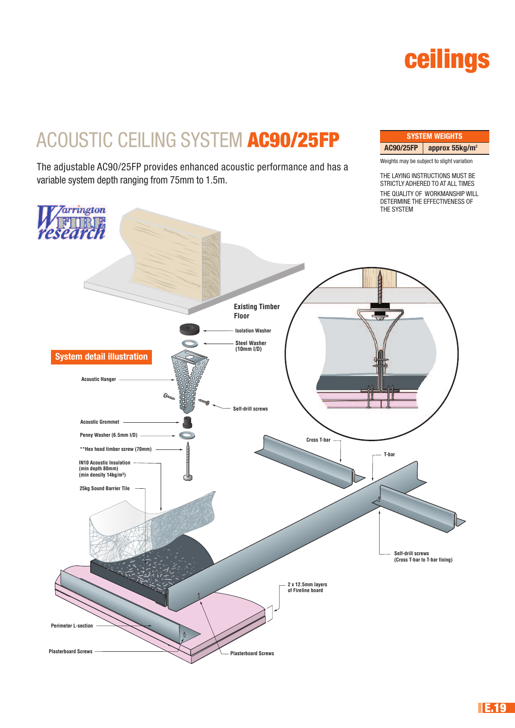# ceilings

## ACOUSTIC CEILING SYSTEM **AC90/25FP**

The adjustable AC90/25FP provides enhanced acoustic performance and has a variable system depth ranging from 75mm to 1.5m.

| SYSTEM WEIGHTS | |
|---|---|
| AC90/25FP | approx 55kg/m² |

Weights may be subject to slight variation

THE LAYING INSTRUCTIONS MUST BE STRICTLY ADHERED TO AT ALL TIMES

THE QUALITY OF WORKMANSHIP WILL DETERMINE THE EFFECTIVENESS OF THE SYSTEM

Warrington FIRE research

**System detail illustration**

Existing Timber Floor

Isolation Washer

Steel Washer (10mm I/D)

Acoustic Hanger

Self-drill screws

Acoustic Grommet

Penny Washer (6.5mm I/D)

**Hex head timber screw (70mm)

IN10 Acoustic Insulation (min depth 80mm) (min density 14kg/m³)

25kg Sound Barrier Tile

Cross T-bar

T-bar

Self-drill screws (Cross T-bar to T-bar fixing)

2 x 12.5mm layers of Fireline board

Perimeter L-section

Plasterboard Screws

Plasterboard Screws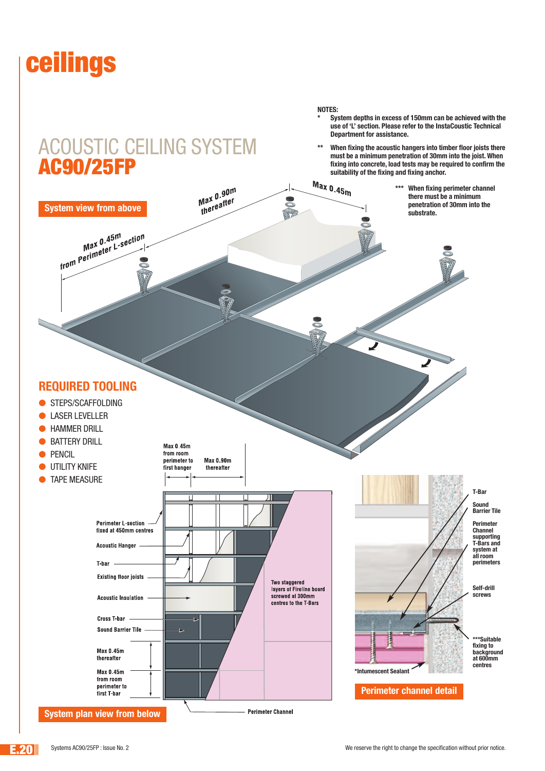# ceilings

## ACOUSTIC CEILING SYSTEM
## AC90/25FP

**NOTES:**

- \* System depths in excess of 150mm can be achieved with the use of 'L' section. Please refer to the InstaCoustic Technical Department for assistance.
- \*\* When fixing the acoustic hangers into timber floor joists there must be a minimum penetration of 30mm into the joist. When fixing into concrete, load tests may be required to confirm the suitability of the fixing and fixing anchor.
- \*\*\* When fixing perimeter channel there must be a minimum penetration of 30mm into the substrate.

**System view from above**

Max 0.45m from Perimeter L-section

Max 0.90m thereafter

Max 0.45m

## REQUIRED TOOLING

- STEPS/SCAFFOLDING
- LASER LEVELLER
- HAMMER DRILL
- BATTERY DRILL
- PENCIL
- UTILITY KNIFE
- TAPE MEASURE

Max 0.45m from room perimeter to first hanger

Max 0.90m thereafter

Perimeter L-section fixed at 450mm centres

Acoustic Hanger

T-bar

Existing floor joists

Acoustic Insulation

Cross T-bar

Sound Barrier Tile

Max 0.45m thereafter

Max 0.45m from room perimeter to first T-bar

Two staggered layers of Fireline board screwed at 300mm centres to the T-Bars

Perimeter Channel

**System plan view from below**

T-Bar

Sound Barrier Tile

Perimeter Channel supporting T-Bars and system at all room perimeters

Self-drill screws

\*\*\*Suitable fixing to background at 600mm centres

\*Intumescent Sealant

**Perimeter channel detail**

Systems AC90/25FP : Issue No. 2

We reserve the right to change the specification without prior notice.